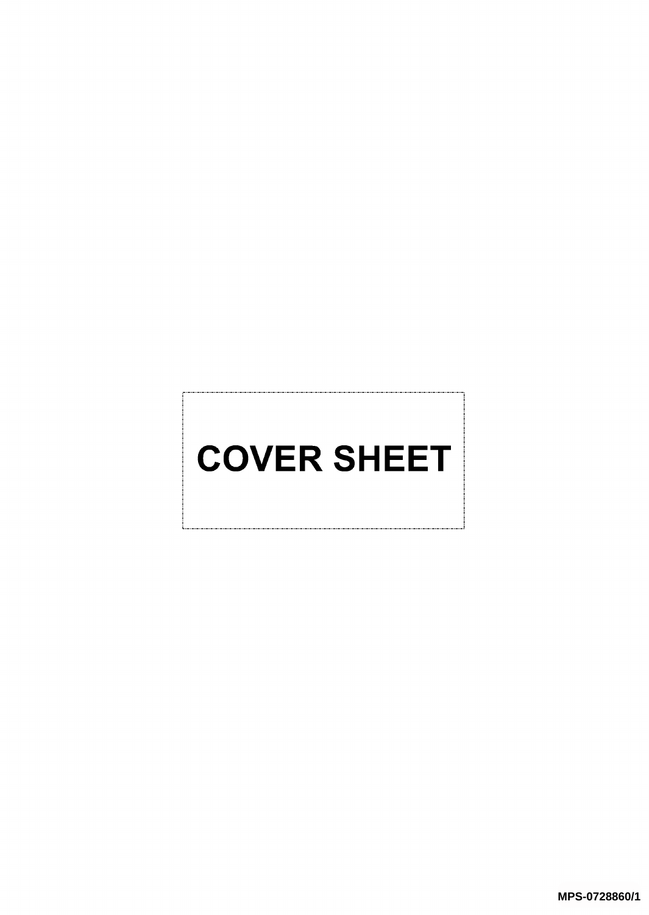# COVER SHEET

MPS-0728860/1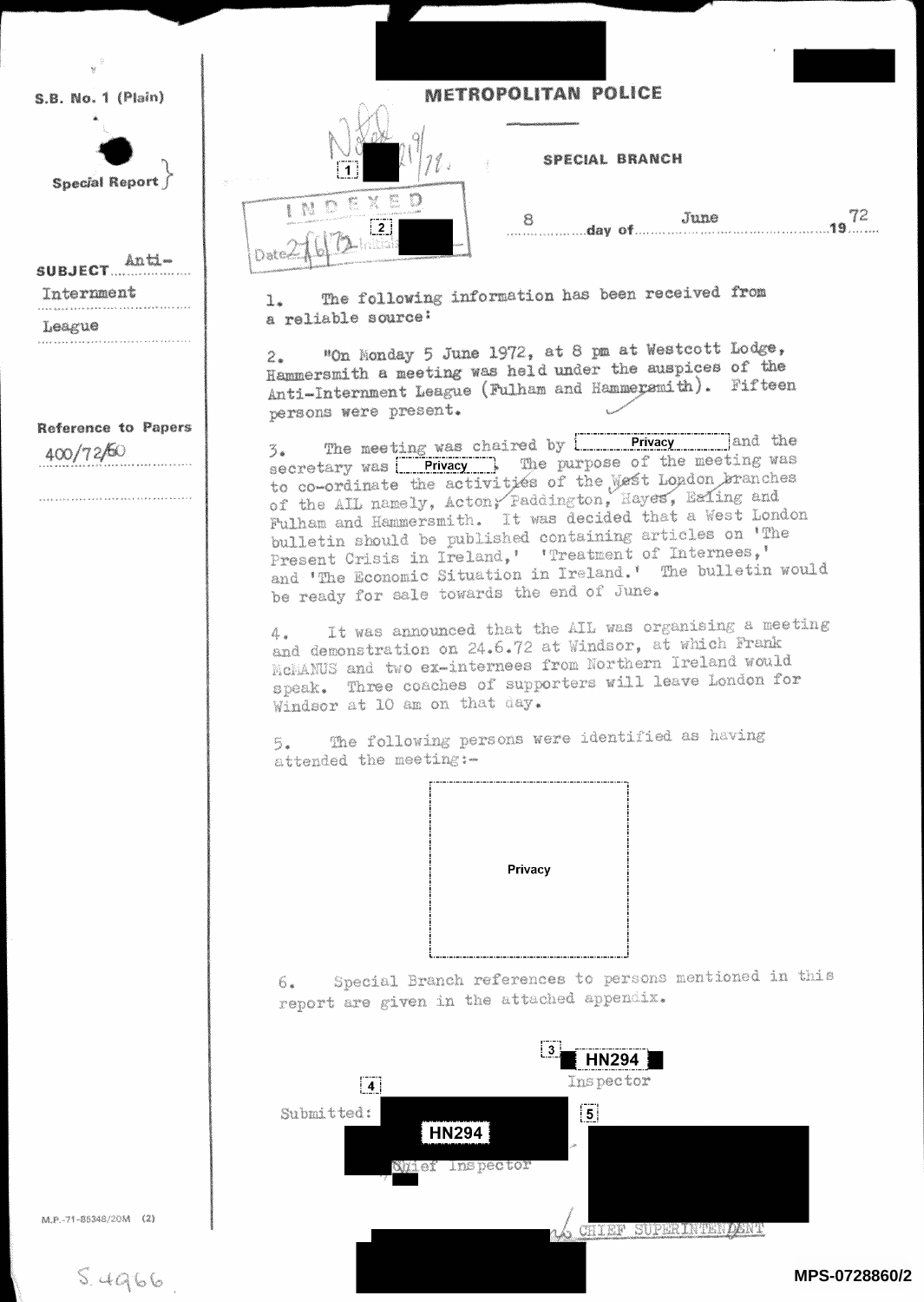S.B. No. 1 (Plain)

Special Report

**METROPOLITAN POLICE**

**SPECIAL BRANCH**

[1] 21/9/72.

INDEXED [2] Date 27/6/72

8 day of June 19 72

SUBJECT Anti-Internment League

Reference to Papers 400/72/60

1. The following information has been received from a reliable source:

2. "On Monday 5 June 1972, at 8 pm at Westcott Lodge, Hammersmith a meeting was held under the auspices of the Anti-Internment League (Fulham and Hammersmith). Fifteen persons were present.

3. The meeting was chaired by Privacy and the secretary was Privacy. The purpose of the meeting was to co-ordinate the activities of the West London branches of the AIL namely, Acton, Paddington, Hayes, Ealing and Fulham and Hammersmith. It was decided that a West London bulletin should be published containing articles on 'The Present Crisis in Ireland,' 'Treatment of Internees,' and 'The Economic Situation in Ireland.' The bulletin would be ready for sale towards the end of June.

4. It was announced that the AIL was organising a meeting and demonstration on 24.6.72 at Windsor, at which Frank McMANUS and two ex-internees from Northern Ireland would speak. Three coaches of supporters will leave London for Windsor at 10 am on that day.

5. The following persons were identified as having attended the meeting:-

Privacy

6. Special Branch references to persons mentioned in this report are given in the attached appendix.

[3] HN294
Inspector

[4] Submitted: HN294
Chief Inspector

[5]

CHIEF SUPERINTENDENT

M.P.-71-85348/20M (2)

S.4966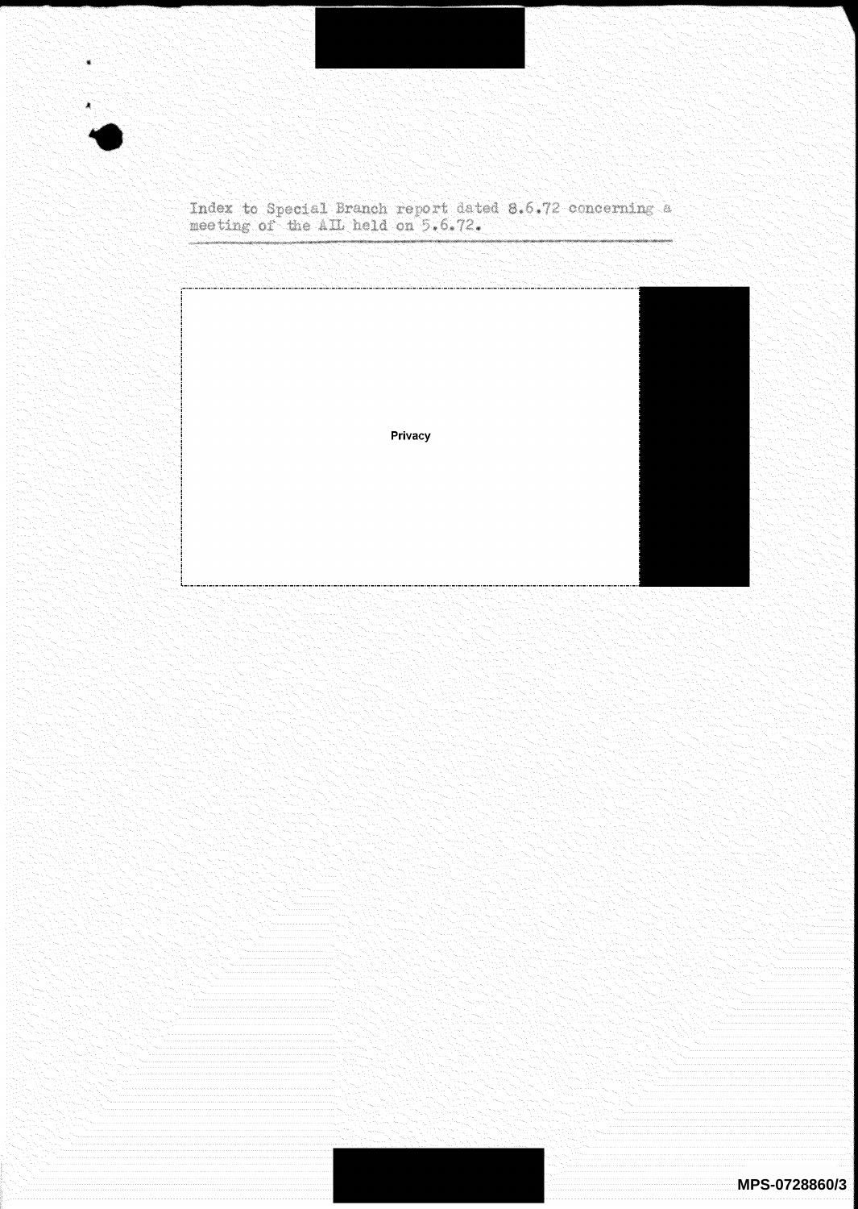Index to Special Branch report dated 8.6.72 concerning a meeting of the AIL held on 5.6.72.

Privacy